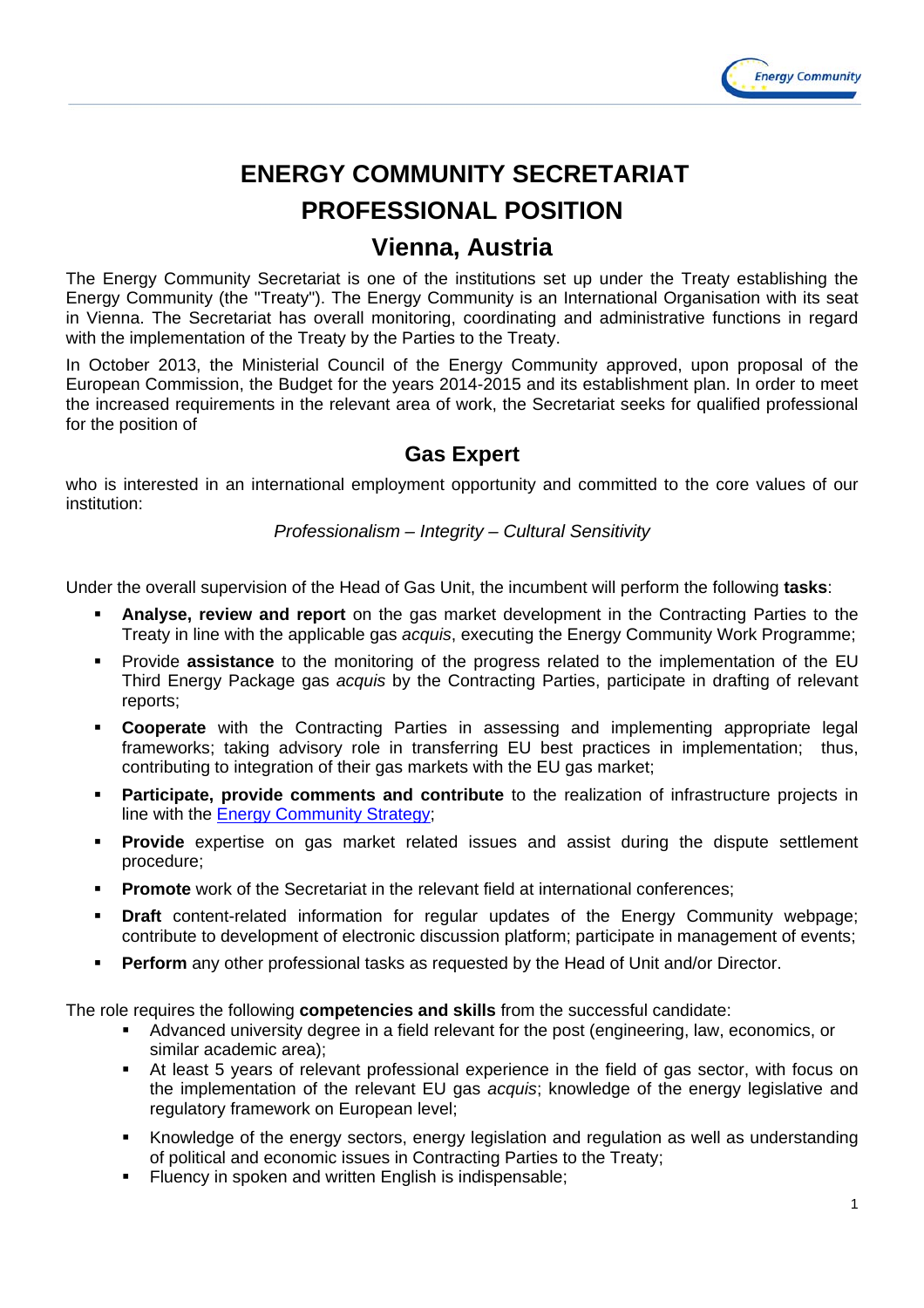# ENERGY COMMUNITY SECRETARIAT

# PROFESSIONAL POSITION

## Vienna, Austria

The Energy Community Secretariat is one of the institutions set up under the Treaty establishing the Energy Community (the "Treaty"). The Energy Community is an International Organisation with its seat in Vienna. The Secretariat has overall monitoring, coordinating and administrative functions in regard with the implementation of the Treaty by the Parties to the Treaty.

In October 2013, the Ministerial Council of the Energy Community approved, upon proposal of the European Commission, the Budget for the years 2014-2015 and its establishment plan. In order to meet the increased requirements in the relevant area of work, the Secretariat seeks for qualified professional for the position of

### Gas Expert

who is interested in an international employment opportunity and committed to the core values of our institution:

*Professionalism – Integrity – Cultural Sensitivity*

Under the overall supervision of the Head of Gas Unit, the incumbent will perform the following **tasks**:

- **Analyse, review and report** on the gas market development in the Contracting Parties to the Treaty in line with the applicable gas *acquis*, executing the Energy Community Work Programme;
- Provide **assistance** to the monitoring of the progress related to the implementation of the EU Third Energy Package gas *acquis* by the Contracting Parties, participate in drafting of relevant reports;
- **Cooperate** with the Contracting Parties in assessing and implementing appropriate legal frameworks; taking advisory role in transferring EU best practices in implementation; thus, contributing to integration of their gas markets with the EU gas market;
- **Participate, provide comments and contribute** to the realization of infrastructure projects in line with the Energy Community Strategy;
- **Provide** expertise on gas market related issues and assist during the dispute settlement procedure;
- **Promote** work of the Secretariat in the relevant field at international conferences;
- **Draft** content-related information for regular updates of the Energy Community webpage; contribute to development of electronic discussion platform; participate in management of events;
- **Perform** any other professional tasks as requested by the Head of Unit and/or Director.

The role requires the following **competencies and skills** from the successful candidate:

- Advanced university degree in a field relevant for the post (engineering, law, economics, or similar academic area);
- At least 5 years of relevant professional experience in the field of gas sector, with focus on the implementation of the relevant EU gas *acquis*; knowledge of the energy legislative and regulatory framework on European level;
- Knowledge of the energy sectors, energy legislation and regulation as well as understanding of political and economic issues in Contracting Parties to the Treaty;
- Fluency in spoken and written English is indispensable;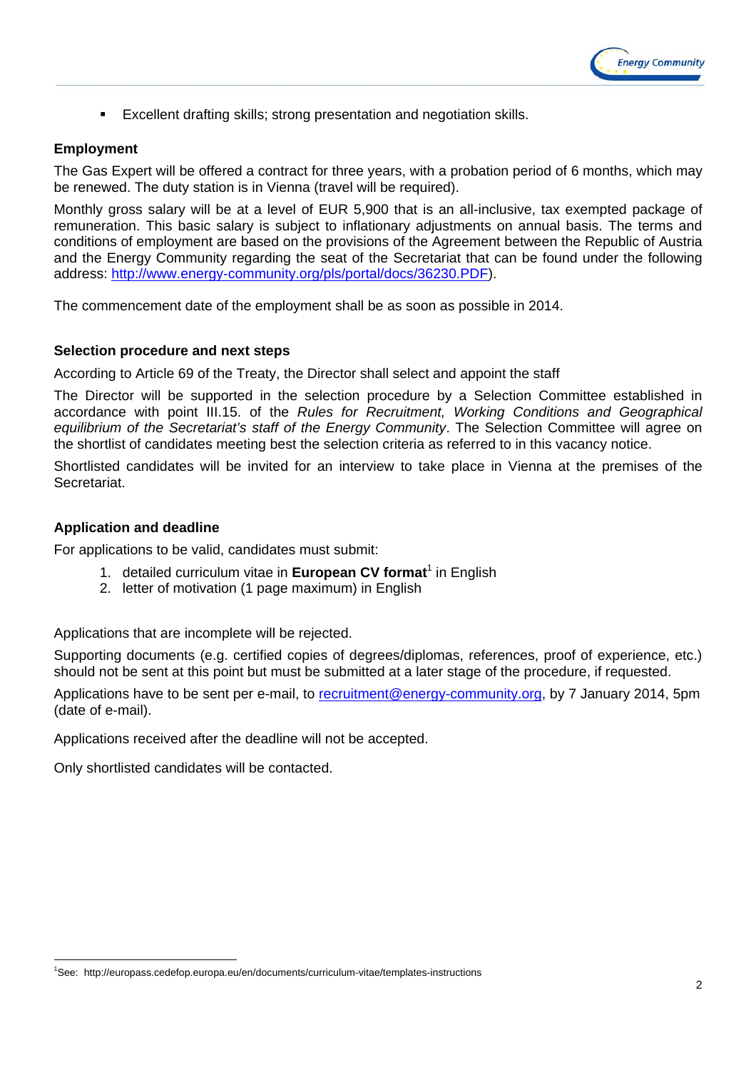- Excellent drafting skills; strong presentation and negotiation skills.

**Employment**

The Gas Expert will be offered a contract for three years, with a probation period of 6 months, which may be renewed. The duty station is in Vienna (travel will be required).

Monthly gross salary will be at a level of EUR 5,900 that is an all-inclusive, tax exempted package of remuneration. This basic salary is subject to inflationary adjustments on annual basis. The terms and conditions of employment are based on the provisions of the Agreement between the Republic of Austria and the Energy Community regarding the seat of the Secretariat that can be found under the following address: http://www.energy-community.org/pls/portal/docs/36230.PDF).

The commencement date of the employment shall be as soon as possible in 2014.

**Selection procedure and next steps**

According to Article 69 of the Treaty, the Director shall select and appoint the staff

The Director will be supported in the selection procedure by a Selection Committee established in accordance with point III.15. of the *Rules for Recruitment, Working Conditions and Geographical equilibrium of the Secretariat's staff of the Energy Community*. The Selection Committee will agree on the shortlist of candidates meeting best the selection criteria as referred to in this vacancy notice.

Shortlisted candidates will be invited for an interview to take place in Vienna at the premises of the Secretariat.

**Application and deadline**

For applications to be valid, candidates must submit:

1. detailed curriculum vitae in **European CV format**[1] in English
2. letter of motivation (1 page maximum) in English

Applications that are incomplete will be rejected.

Supporting documents (e.g. certified copies of degrees/diplomas, references, proof of experience, etc.) should not be sent at this point but must be submitted at a later stage of the procedure, if requested.

Applications have to be sent per e-mail, to recruitment@energy-community.org, by 7 January 2014, 5pm (date of e-mail).

Applications received after the deadline will not be accepted.

Only shortlisted candidates will be contacted.

[1]See: http://europass.cedefop.europa.eu/en/documents/curriculum-vitae/templates-instructions